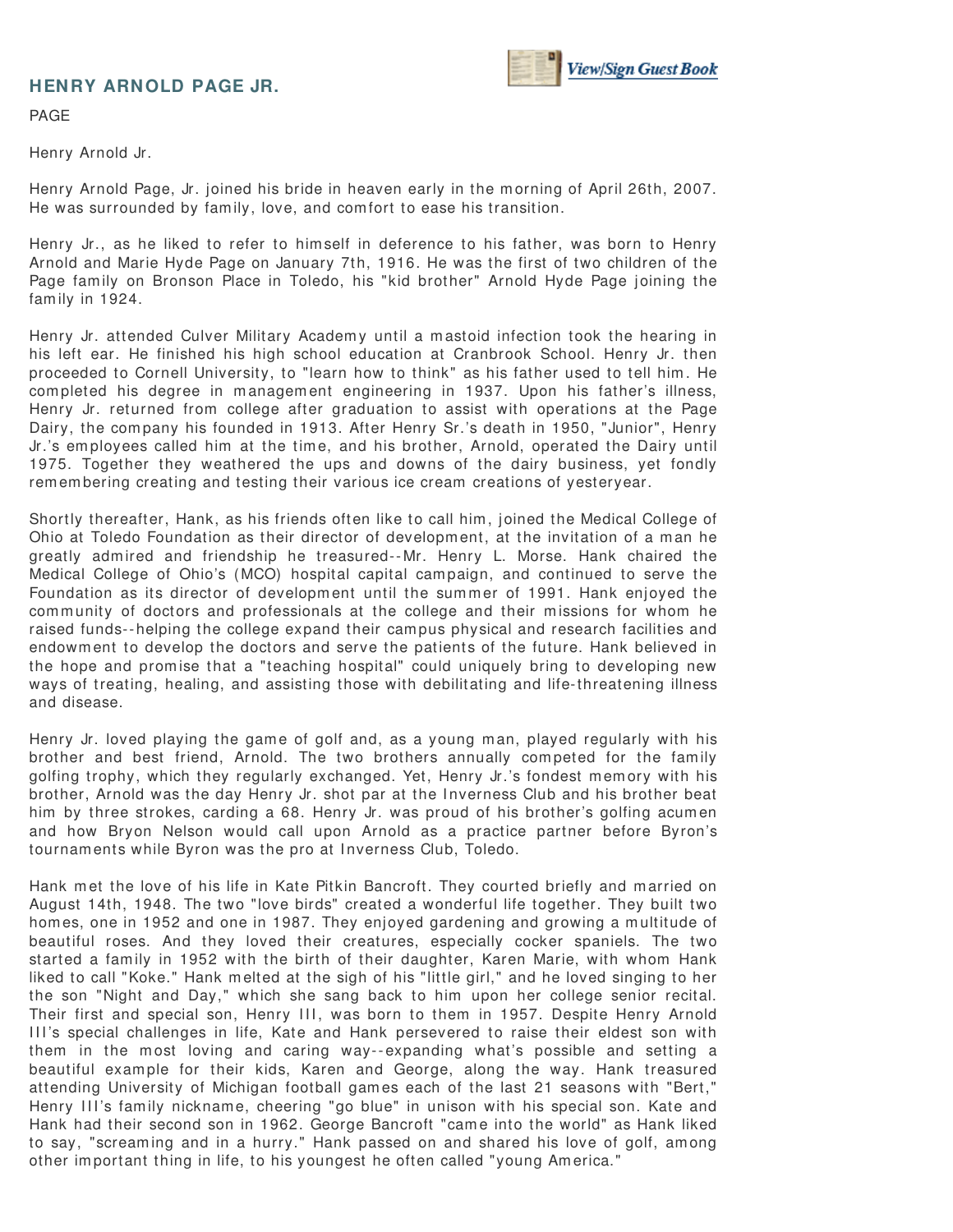## HENRY ARNOLD PAGE JR.

View/Sign Guest Book

PAGE

Henry Arnold Jr.

Henry Arnold Page, Jr. joined his bride in heaven early in the morning of April 26th, 2007. He was surrounded by family, love, and comfort to ease his transition.

Henry Jr., as he liked to refer to himself in deference to his father, was born to Henry Arnold and Marie Hyde Page on January 7th, 1916. He was the first of two children of the Page family on Bronson Place in Toledo, his "kid brother" Arnold Hyde Page joining the family in 1924.

Henry Jr. attended Culver Military Academy until a mastoid infection took the hearing in his left ear. He finished his high school education at Cranbrook School. Henry Jr. then proceeded to Cornell University, to "learn how to think" as his father used to tell him. He completed his degree in management engineering in 1937. Upon his father's illness, Henry Jr. returned from college after graduation to assist with operations at the Page Dairy, the company his founded in 1913. After Henry Sr.'s death in 1950, "Junior", Henry Jr.'s employees called him at the time, and his brother, Arnold, operated the Dairy until 1975. Together they weathered the ups and downs of the dairy business, yet fondly remembering creating and testing their various ice cream creations of yesteryear.

Shortly thereafter, Hank, as his friends often like to call him, joined the Medical College of Ohio at Toledo Foundation as their director of development, at the invitation of a man he greatly admired and friendship he treasured--Mr. Henry L. Morse. Hank chaired the Medical College of Ohio's (MCO) hospital capital campaign, and continued to serve the Foundation as its director of development until the summer of 1991. Hank enjoyed the community of doctors and professionals at the college and their missions for whom he raised funds--helping the college expand their campus physical and research facilities and endowment to develop the doctors and serve the patients of the future. Hank believed in the hope and promise that a "teaching hospital" could uniquely bring to developing new ways of treating, healing, and assisting those with debilitating and life-threatening illness and disease.

Henry Jr. loved playing the game of golf and, as a young man, played regularly with his brother and best friend, Arnold. The two brothers annually competed for the family golfing trophy, which they regularly exchanged. Yet, Henry Jr.'s fondest memory with his brother, Arnold was the day Henry Jr. shot par at the Inverness Club and his brother beat him by three strokes, carding a 68. Henry Jr. was proud of his brother's golfing acumen and how Bryon Nelson would call upon Arnold as a practice partner before Byron's tournaments while Byron was the pro at Inverness Club, Toledo.

Hank met the love of his life in Kate Pitkin Bancroft. They courted briefly and married on August 14th, 1948. The two "love birds" created a wonderful life together. They built two homes, one in 1952 and one in 1987. They enjoyed gardening and growing a multitude of beautiful roses. And they loved their creatures, especially cocker spaniels. The two started a family in 1952 with the birth of their daughter, Karen Marie, with whom Hank liked to call "Koke." Hank melted at the sigh of his "little girl," and he loved singing to her the son "Night and Day," which she sang back to him upon her college senior recital. Their first and special son, Henry III, was born to them in 1957. Despite Henry Arnold III's special challenges in life, Kate and Hank persevered to raise their eldest son with them in the most loving and caring way--expanding what's possible and setting a beautiful example for their kids, Karen and George, along the way. Hank treasured attending University of Michigan football games each of the last 21 seasons with "Bert," Henry III's family nickname, cheering "go blue" in unison with his special son. Kate and Hank had their second son in 1962. George Bancroft "came into the world" as Hank liked to say, "screaming and in a hurry." Hank passed on and shared his love of golf, among other important thing in life, to his youngest he often called "young America."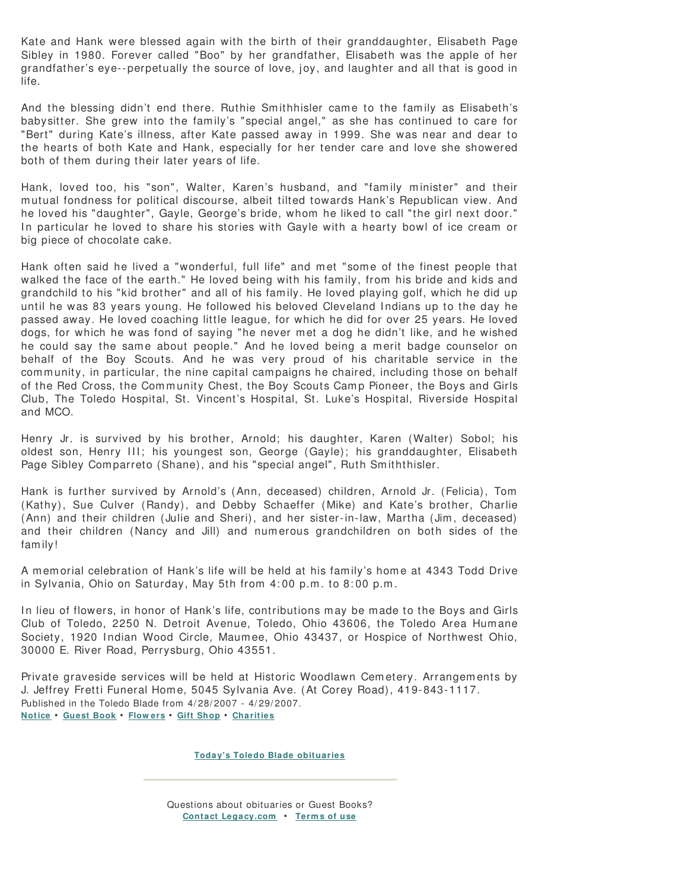Kate and Hank were blessed again with the birth of their granddaughter, Elisabeth Page Sibley in 1980. Forever called "Boo" by her grandfather, Elisabeth was the apple of her grandfather's eye--perpetually the source of love, joy, and laughter and all that is good in life.

And the blessing didn't end there. Ruthie Smithhisler came to the family as Elisabeth's babysitter. She grew into the family's "special angel," as she has continued to care for "Bert" during Kate's illness, after Kate passed away in 1999. She was near and dear to the hearts of both Kate and Hank, especially for her tender care and love she showered both of them during their later years of life.

Hank, loved too, his "son", Walter, Karen's husband, and "family minister" and their mutual fondness for political discourse, albeit tilted towards Hank's Republican view. And he loved his "daughter", Gayle, George's bride, whom he liked to call "the girl next door." In particular he loved to share his stories with Gayle with a hearty bowl of ice cream or big piece of chocolate cake.

Hank often said he lived a "wonderful, full life" and met "some of the finest people that walked the face of the earth." He loved being with his family, from his bride and kids and grandchild to his "kid brother" and all of his family. He loved playing golf, which he did up until he was 83 years young. He followed his beloved Cleveland Indians up to the day he passed away. He loved coaching little league, for which he did for over 25 years. He loved dogs, for which he was fond of saying "he never met a dog he didn't like, and he wished he could say the same about people." And he loved being a merit badge counselor on behalf of the Boy Scouts. And he was very proud of his charitable service in the community, in particular, the nine capital campaigns he chaired, including those on behalf of the Red Cross, the Community Chest, the Boy Scouts Camp Pioneer, the Boys and Girls Club, The Toledo Hospital, St. Vincent's Hospital, St. Luke's Hospital, Riverside Hospital and MCO.

Henry Jr. is survived by his brother, Arnold; his daughter, Karen (Walter) Sobol; his oldest son, Henry III; his youngest son, George (Gayle); his granddaughter, Elisabeth Page Sibley Comparreto (Shane), and his "special angel", Ruth Smiththisler.

Hank is further survived by Arnold's (Ann, deceased) children, Arnold Jr. (Felicia), Tom (Kathy), Sue Culver (Randy), and Debby Schaeffer (Mike) and Kate's brother, Charlie (Ann) and their children (Julie and Sheri), and her sister-in-law, Martha (Jim, deceased) and their children (Nancy and Jill) and numerous grandchildren on both sides of the family!

A memorial celebration of Hank's life will be held at his family's home at 4343 Todd Drive in Sylvania, Ohio on Saturday, May 5th from 4:00 p.m. to 8:00 p.m.

In lieu of flowers, in honor of Hank's life, contributions may be made to the Boys and Girls Club of Toledo, 2250 N. Detroit Avenue, Toledo, Ohio 43606, the Toledo Area Humane Society, 1920 Indian Wood Circle, Maumee, Ohio 43437, or Hospice of Northwest Ohio, 30000 E. River Road, Perrysburg, Ohio 43551.

Private graveside services will be held at Historic Woodlawn Cemetery. Arrangements by J. Jeffrey Fretti Funeral Home, 5045 Sylvania Ave. (At Corey Road), 419-843-1117.
Published in the Toledo Blade from 4/28/2007 - 4/29/2007.
**Notice** • **Guest Book** • **Flowers** • **Gift Shop** • **Charities**

**Today's Toledo Blade obituaries**

Questions about obituaries or Guest Books?
**Contact Legacy.com** • **Terms of use**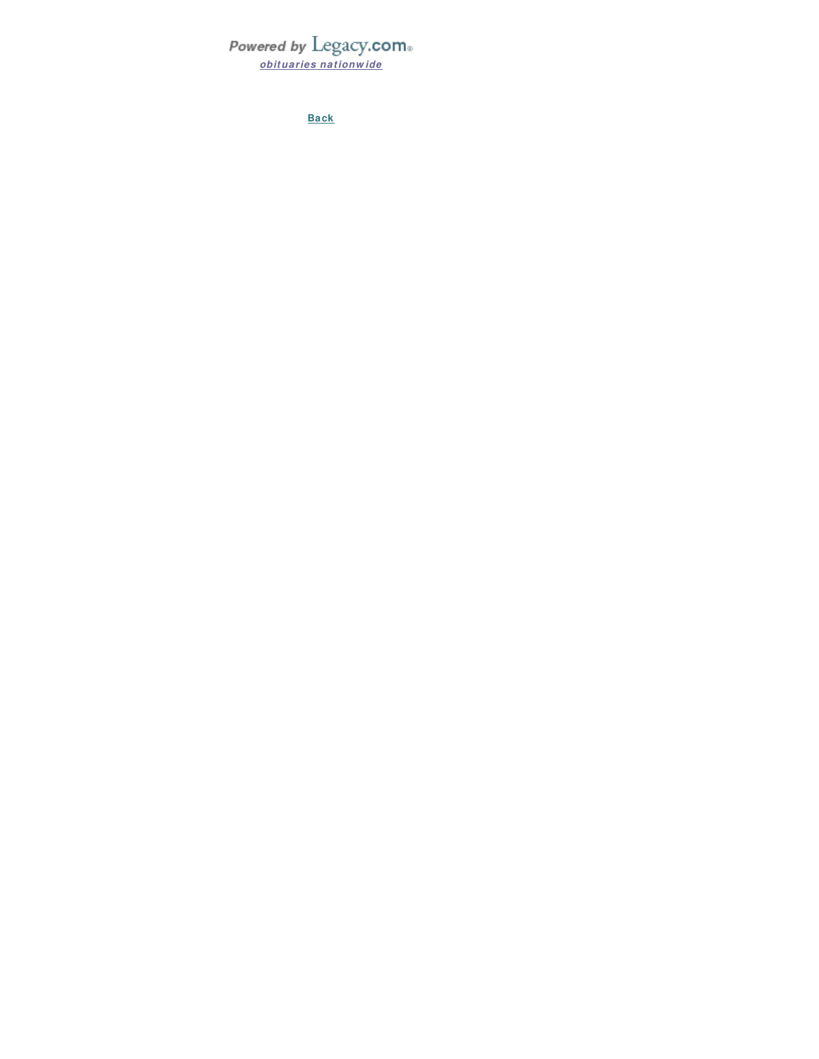Powered by Legacy.com

*obituaries nationwide*

**Back**